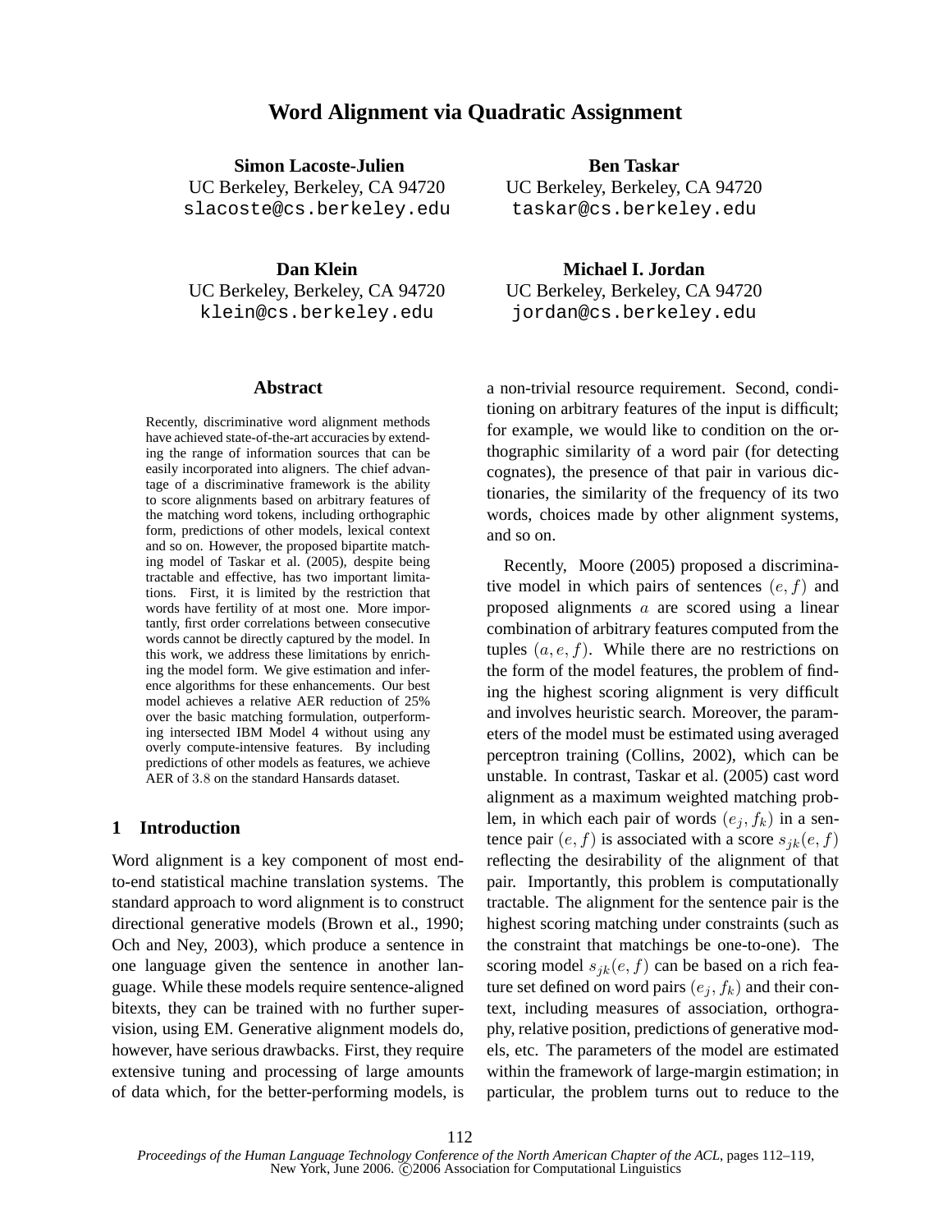# Word Alignment via Quadratic Assignment

**Simon Lacoste-Julien**
UC Berkeley, Berkeley, CA 94720
slacoste@cs.berkeley.edu

**Ben Taskar**
UC Berkeley, Berkeley, CA 94720
taskar@cs.berkeley.edu

**Dan Klein**
UC Berkeley, Berkeley, CA 94720
klein@cs.berkeley.edu

**Michael I. Jordan**
UC Berkeley, Berkeley, CA 94720
jordan@cs.berkeley.edu

## Abstract

Recently, discriminative word alignment methods have achieved state-of-the-art accuracies by extending the range of information sources that can be easily incorporated into aligners. The chief advantage of a discriminative framework is the ability to score alignments based on arbitrary features of the matching word tokens, including orthographic form, predictions of other models, lexical context and so on. However, the proposed bipartite matching model of Taskar et al. (2005), despite being tractable and effective, has two important limitations. First, it is limited by the restriction that words have fertility of at most one. More importantly, first order correlations between consecutive words cannot be directly captured by the model. In this work, we address these limitations by enriching the model form. We give estimation and inference algorithms for these enhancements. Our best model achieves a relative AER reduction of 25% over the basic matching formulation, outperforming intersected IBM Model 4 without using any overly compute-intensive features. By including predictions of other models as features, we achieve AER of 3.8 on the standard Hansards dataset.

## 1 Introduction

Word alignment is a key component of most end-to-end statistical machine translation systems. The standard approach to word alignment is to construct directional generative models (Brown et al., 1990; Och and Ney, 2003), which produce a sentence in one language given the sentence in another language. While these models require sentence-aligned bitexts, they can be trained with no further supervision, using EM. Generative alignment models do, however, have serious drawbacks. First, they require extensive tuning and processing of large amounts of data which, for the better-performing models, is a non-trivial resource requirement. Second, conditioning on arbitrary features of the input is difficult; for example, we would like to condition on the orthographic similarity of a word pair (for detecting cognates), the presence of that pair in various dictionaries, the similarity of the frequency of its two words, choices made by other alignment systems, and so on.

Recently, Moore (2005) proposed a discriminative model in which pairs of sentences $(e, f)$ and proposed alignments $a$ are scored using a linear combination of arbitrary features computed from the tuples $(a, e, f)$. While there are no restrictions on the form of the model features, the problem of finding the highest scoring alignment is very difficult and involves heuristic search. Moreover, the parameters of the model must be estimated using averaged perceptron training (Collins, 2002), which can be unstable. In contrast, Taskar et al. (2005) cast word alignment as a maximum weighted matching problem, in which each pair of words $(e_j, f_k)$ in a sentence pair $(e, f)$ is associated with a score $s_{jk}(e, f)$ reflecting the desirability of the alignment of that pair. Importantly, this problem is computationally tractable. The alignment for the sentence pair is the highest scoring matching under constraints (such as the constraint that matchings be one-to-one). The scoring model $s_{jk}(e, f)$ can be based on a rich feature set defined on word pairs $(e_j, f_k)$ and their context, including measures of association, orthography, relative position, predictions of generative models, etc. The parameters of the model are estimated within the framework of large-margin estimation; in particular, the problem turns out to reduce to the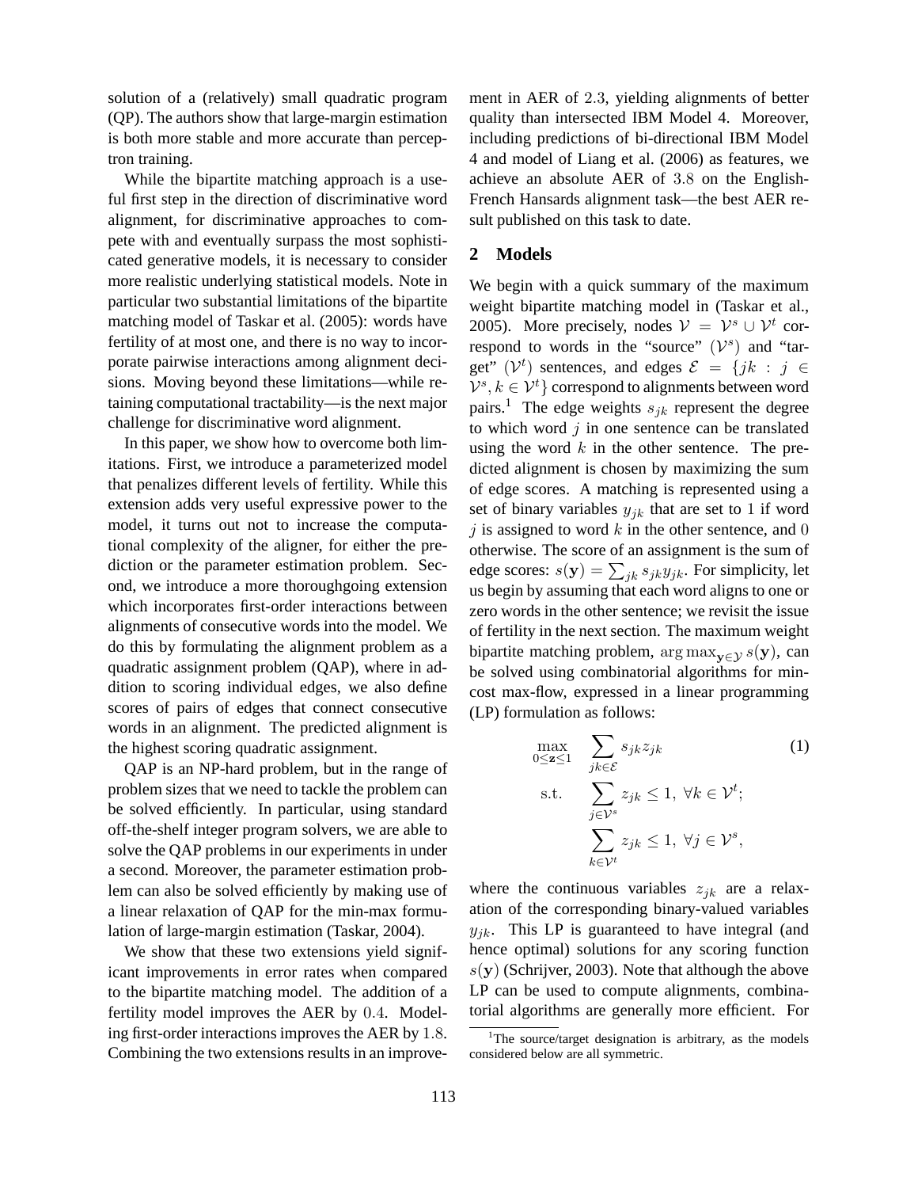solution of a (relatively) small quadratic program (QP). The authors show that large-margin estimation is both more stable and more accurate than perceptron training.

While the bipartite matching approach is a useful first step in the direction of discriminative word alignment, for discriminative approaches to compete with and eventually surpass the most sophisticated generative models, it is necessary to consider more realistic underlying statistical models. Note in particular two substantial limitations of the bipartite matching model of Taskar et al. (2005): words have fertility of at most one, and there is no way to incorporate pairwise interactions among alignment decisions. Moving beyond these limitations—while retaining computational tractability—is the next major challenge for discriminative word alignment.

In this paper, we show how to overcome both limitations. First, we introduce a parameterized model that penalizes different levels of fertility. While this extension adds very useful expressive power to the model, it turns out not to increase the computational complexity of the aligner, for either the prediction or the parameter estimation problem. Second, we introduce a more thoroughgoing extension which incorporates first-order interactions between alignments of consecutive words into the model. We do this by formulating the alignment problem as a quadratic assignment problem (QAP), where in addition to scoring individual edges, we also define scores of pairs of edges that connect consecutive words in an alignment. The predicted alignment is the highest scoring quadratic assignment.

QAP is an NP-hard problem, but in the range of problem sizes that we need to tackle the problem can be solved efficiently. In particular, using standard off-the-shelf integer program solvers, we are able to solve the QAP problems in our experiments in under a second. Moreover, the parameter estimation problem can also be solved efficiently by making use of a linear relaxation of QAP for the min-max formulation of large-margin estimation (Taskar, 2004).

We show that these two extensions yield significant improvements in error rates when compared to the bipartite matching model. The addition of a fertility model improves the AER by $0.4$. Modeling first-order interactions improves the AER by $1.8$. Combining the two extensions results in an improvement in AER of $2.3$, yielding alignments of better quality than intersected IBM Model 4. Moreover, including predictions of bi-directional IBM Model 4 and model of Liang et al. (2006) as features, we achieve an absolute AER of $3.8$ on the English-French Hansards alignment task—the best AER result published on this task to date.

## 2 Models

We begin with a quick summary of the maximum weight bipartite matching model in (Taskar et al., 2005). More precisely, nodes $\mathcal{V} = \mathcal{V}^s \cup \mathcal{V}^t$ correspond to words in the "source" ($\mathcal{V}^s$) and "target" ($\mathcal{V}^t$) sentences, and edges $\mathcal{E} = \{jk : j \in \mathcal{V}^s, k \in \mathcal{V}^t\}$ correspond to alignments between word pairs.[1] The edge weights $s_{jk}$ represent the degree to which word $j$ in one sentence can be translated using the word $k$ in the other sentence. The predicted alignment is chosen by maximizing the sum of edge scores. A matching is represented using a set of binary variables $y_{jk}$ that are set to $1$ if word $j$ is assigned to word $k$ in the other sentence, and $0$ otherwise. The score of an assignment is the sum of edge scores: $s(\mathbf{y}) = \sum_{jk} s_{jk} y_{jk}$. For simplicity, let us begin by assuming that each word aligns to one or zero words in the other sentence; we revisit the issue of fertility in the next section. The maximum weight bipartite matching problem, $\arg\max_{\mathbf{y} \in \mathcal{Y}} s(\mathbf{y})$, can be solved using combinatorial algorithms for min-cost max-flow, expressed in a linear programming (LP) formulation as follows:

$$
\begin{aligned}
\max_{0 \leq \mathbf{z} \leq 1} \quad & \sum_{jk \in \mathcal{E}} s_{jk} z_{jk} \qquad (1) \\
\text{s.t.} \quad & \sum_{j \in \mathcal{V}^s} z_{jk} \leq 1, \ \forall k \in \mathcal{V}^t; \\
& \sum_{k \in \mathcal{V}^t} z_{jk} \leq 1, \ \forall j \in \mathcal{V}^s,
\end{aligned}
$$

where the continuous variables $z_{jk}$ are a relaxation of the corresponding binary-valued variables $y_{jk}$. This LP is guaranteed to have integral (and hence optimal) solutions for any scoring function $s(\mathbf{y})$ (Schrijver, 2003). Note that although the above LP can be used to compute alignments, combinatorial algorithms are generally more efficient. For

[1] The source/target designation is arbitrary, as the models considered below are all symmetric.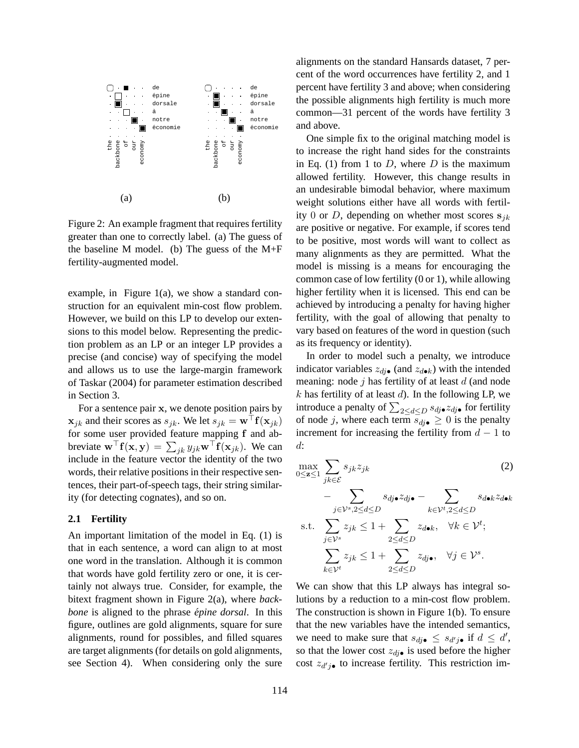Figure 2: An example fragment that requires fertility greater than one to correctly label. (a) The guess of the baseline M model. (b) The guess of the M+F fertility-augmented model.

example, in Figure 1(a), we show a standard construction for an equivalent min-cost flow problem. However, we build on this LP to develop our extensions to this model below. Representing the prediction problem as an LP or an integer LP provides a precise (and concise) way of specifying the model and allows us to use the large-margin framework of Taskar (2004) for parameter estimation described in Section 3.

For a sentence pair $\mathbf{x}$, we denote position pairs by $\mathbf{x}_{jk}$ and their scores as $s_{jk}$. We let $s_{jk} = \mathbf{w}^\top \mathbf{f}(\mathbf{x}_{jk})$ for some user provided feature mapping $\mathbf{f}$ and abbreviate $\mathbf{w}^\top \mathbf{f}(\mathbf{x}, \mathbf{y}) = \sum_{jk} y_{jk} \mathbf{w}^\top \mathbf{f}(\mathbf{x}_{jk})$. We can include in the feature vector the identity of the two words, their relative positions in their respective sentences, their part-of-speech tags, their string similarity (for detecting cognates), and so on.

### 2.1 Fertility

An important limitation of the model in Eq. (1) is that in each sentence, a word can align to at most one word in the translation. Although it is common that words have gold fertility zero or one, it is certainly not always true. Consider, for example, the bitext fragment shown in Figure 2(a), where *backbone* is aligned to the phrase *épine dorsal*. In this figure, outlines are gold alignments, square for sure alignments, round for possibles, and filled squares are target alignments (for details on gold alignments, see Section 4). When considering only the sure alignments on the standard Hansards dataset, 7 percent of the word occurrences have fertility 2, and 1 percent have fertility 3 and above; when considering the possible alignments high fertility is much more common—31 percent of the words have fertility 3 and above.

One simple fix to the original matching model is to increase the right hand sides for the constraints in Eq. (1) from 1 to $D$, where $D$ is the maximum allowed fertility. However, this change results in an undesirable bimodal behavior, where maximum weight solutions either have all words with fertility 0 or $D$, depending on whether most scores $\mathbf{s}_{jk}$ are positive or negative. For example, if scores tend to be positive, most words will want to collect as many alignments as they are permitted. What the model is missing is a means for encouraging the common case of low fertility (0 or 1), while allowing higher fertility when it is licensed. This end can be achieved by introducing a penalty for having higher fertility, with the goal of allowing that penalty to vary based on features of the word in question (such as its frequency or identity).

In order to model such a penalty, we introduce indicator variables $z_{dj\bullet}$ (and $z_{d\bullet k}$) with the intended meaning: node $j$ has fertility of at least $d$ (and node $k$ has fertility of at least $d$). In the following LP, we introduce a penalty of $\sum_{2 \leq d \leq D} s_{dj\bullet} z_{dj\bullet}$ for fertility of node $j$, where each term $s_{dj\bullet} \geq 0$ is the penalty increment for increasing the fertility from $d-1$ to $d$:

$$
\begin{aligned}
\max_{0 \leq \mathbf{z} \leq 1} \; & \sum_{jk \in \mathcal{E}} s_{jk} z_{jk} \qquad\qquad (2) \\
& - \sum_{j \in \mathcal{V}^s, 2 \leq d \leq D} s_{dj\bullet} z_{dj\bullet} - \sum_{k \in \mathcal{V}^t, 2 \leq d \leq D} s_{d\bullet k} z_{d\bullet k} \\
\text{s.t.} \; & \sum_{j \in \mathcal{V}^s} z_{jk} \leq 1 + \sum_{2 \leq d \leq D} z_{d\bullet k}, \quad \forall k \in \mathcal{V}^t; \\
& \sum_{k \in \mathcal{V}^t} z_{jk} \leq 1 + \sum_{2 \leq d \leq D} z_{dj\bullet}, \quad \forall j \in \mathcal{V}^s.
\end{aligned}
$$

We can show that this LP always has integral solutions by a reduction to a min-cost flow problem. The construction is shown in Figure 1(b). To ensure that the new variables have the intended semantics, we need to make sure that $s_{dj\bullet} \leq s_{d'j\bullet}$ if $d \leq d'$, so that the lower cost $z_{dj\bullet}$ is used before the higher cost $z_{d'j\bullet}$ to increase fertility. This restriction im-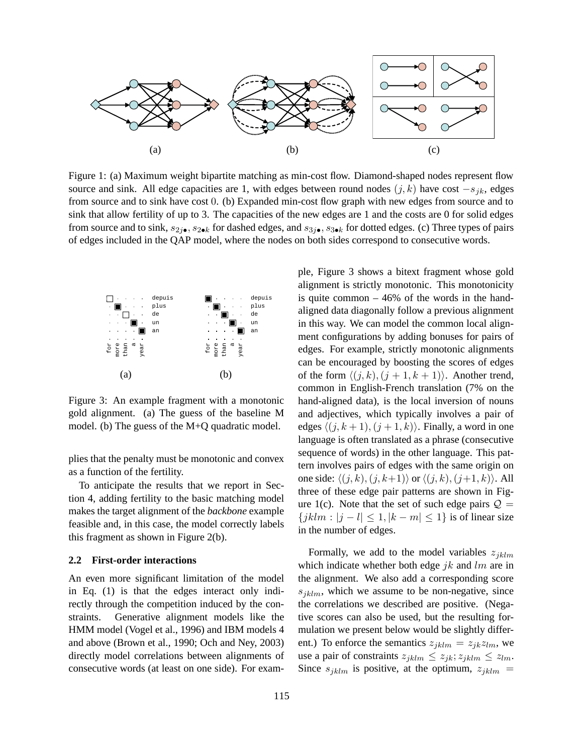Figure 1: (a) Maximum weight bipartite matching as min-cost flow. Diamond-shaped nodes represent flow source and sink. All edge capacities are 1, with edges between round nodes $(j, k)$ have cost $-s_{jk}$, edges from source and to sink have cost $0$. (b) Expanded min-cost flow graph with new edges from source and to sink that allow fertility of up to 3. The capacities of the new edges are 1 and the costs are 0 for solid edges from source and to sink, $s_{2j\bullet}, s_{2\bullet k}$ for dashed edges, and $s_{3j\bullet}, s_{3\bullet k}$ for dotted edges. (c) Three types of pairs of edges included in the QAP model, where the nodes on both sides correspond to consecutive words.

Figure 3: An example fragment with a monotonic gold alignment. (a) The guess of the baseline M model. (b) The guess of the M+Q quadratic model.

plies that the penalty must be monotonic and convex as a function of the fertility.

To anticipate the results that we report in Section 4, adding fertility to the basic matching model makes the target alignment of the *backbone* example feasible and, in this case, the model correctly labels this fragment as shown in Figure 2(b).

### 2.2 First-order interactions

An even more significant limitation of the model in Eq. (1) is that the edges interact only indirectly through the competition induced by the constraints. Generative alignment models like the HMM model (Vogel et al., 1996) and IBM models 4 and above (Brown et al., 1990; Och and Ney, 2003) directly model correlations between alignments of consecutive words (at least on one side). For example, Figure 3 shows a bitext fragment whose gold alignment is strictly monotonic. This monotonicity is quite common – 46% of the words in the hand-aligned data diagonally follow a previous alignment in this way. We can model the common local alignment configurations by adding bonuses for pairs of edges. For example, strictly monotonic alignments can be encouraged by boosting the scores of edges of the form $\langle(j, k), (j + 1, k + 1)\rangle$. Another trend, common in English-French translation (7% on the hand-aligned data), is the local inversion of nouns and adjectives, which typically involves a pair of edges $\langle(j, k + 1), (j + 1, k)\rangle$. Finally, a word in one language is often translated as a phrase (consecutive sequence of words) in the other language. This pattern involves pairs of edges with the same origin on one side: $\langle(j, k), (j, k+1)\rangle$ or $\langle(j, k), (j+1, k)\rangle$. All three of these edge pair patterns are shown in Figure 1(c). Note that the set of such edge pairs $\mathcal{Q} = \{jklm : |j - l| \leq 1, |k - m| \leq 1\}$ is of linear size in the number of edges.

Formally, we add to the model variables $z_{jklm}$ which indicate whether both edge $jk$ and $lm$ are in the alignment. We also add a corresponding score $s_{jklm}$, which we assume to be non-negative, since the correlations we described are positive. (Negative scores can also be used, but the resulting formulation we present below would be slightly different.) To enforce the semantics $z_{jklm} = z_{jk}z_{lm}$, we use a pair of constraints $z_{jklm} \leq z_{jk}; z_{jklm} \leq z_{lm}$. Since $s_{jklm}$ is positive, at the optimum, $z_{jklm} =$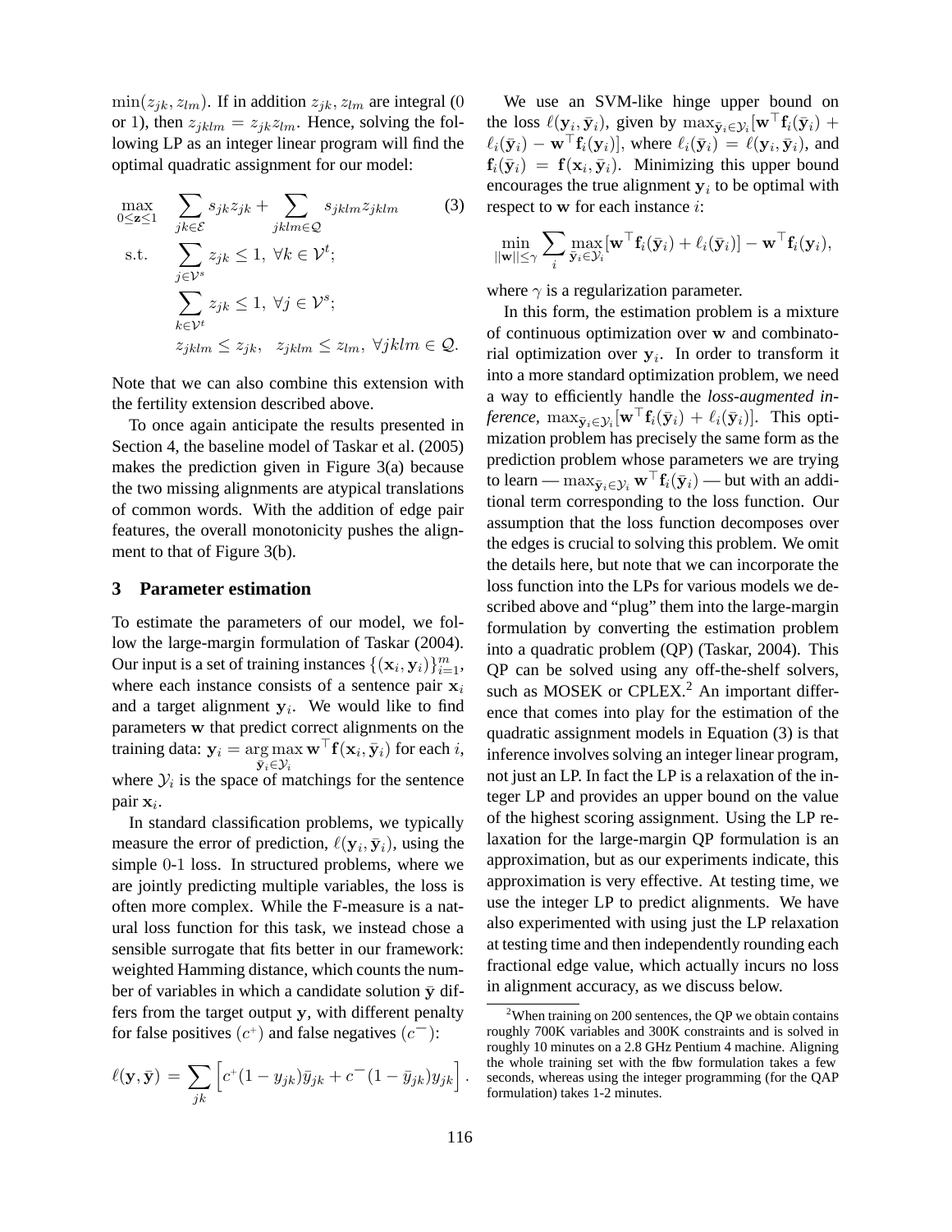$\min(z_{jk}, z_{lm})$. If in addition $z_{jk}, z_{lm}$ are integral (0 or 1), then $z_{jklm} = z_{jk} z_{lm}$. Hence, solving the following LP as an integer linear program will find the optimal quadratic assignment for our model:

$$
\begin{aligned}
\max_{0 \leq \mathbf{z} \leq 1} \quad & \sum_{jk \in \mathcal{E}} s_{jk} z_{jk} + \sum_{jklm \in \mathcal{Q}} s_{jklm} z_{jklm} \qquad (3) \\
\text{s.t.} \quad & \sum_{j \in \mathcal{V}^s} z_{jk} \leq 1, \ \forall k \in \mathcal{V}^t; \\
& \sum_{k \in \mathcal{V}^t} z_{jk} \leq 1, \ \forall j \in \mathcal{V}^s; \\
& z_{jklm} \leq z_{jk}, \ \ z_{jklm} \leq z_{lm}, \ \forall jklm \in \mathcal{Q}.
\end{aligned}
$$

Note that we can also combine this extension with the fertility extension described above.

To once again anticipate the results presented in Section 4, the baseline model of Taskar et al. (2005) makes the prediction given in Figure 3(a) because the two missing alignments are atypical translations of common words. With the addition of edge pair features, the overall monotonicity pushes the alignment to that of Figure 3(b).

## 3 Parameter estimation

To estimate the parameters of our model, we follow the large-margin formulation of Taskar (2004). Our input is a set of training instances $\{(\mathbf{x}_i, \mathbf{y}_i)\}_{i=1}^m$, where each instance consists of a sentence pair $\mathbf{x}_i$ and a target alignment $\mathbf{y}_i$. We would like to find parameters $\mathbf{w}$ that predict correct alignments on the training data: $\mathbf{y}_i = \arg\max_{\bar{\mathbf{y}}_i \in \mathcal{Y}_i} \mathbf{w}^\top \mathbf{f}(\mathbf{x}_i, \bar{\mathbf{y}}_i)$ for each $i$, where $\mathcal{Y}_i$ is the space of matchings for the sentence pair $\mathbf{x}_i$.

In standard classification problems, we typically measure the error of prediction, $\ell(\mathbf{y}_i, \bar{\mathbf{y}}_i)$, using the simple 0-1 loss. In structured problems, where we are jointly predicting multiple variables, the loss is often more complex. While the F-measure is a natural loss function for this task, we instead chose a sensible surrogate that fits better in our framework: weighted Hamming distance, which counts the number of variables in which a candidate solution $\bar{\mathbf{y}}$ differs from the target output $\mathbf{y}$, with different penalty for false positives ($c^+$) and false negatives ($c^-$):

$$
\ell(\mathbf{y}, \bar{\mathbf{y}}) = \sum_{jk} \left[ c^+ (1 - y_{jk}) \bar{y}_{jk} + c^- (1 - \bar{y}_{jk}) y_{jk} \right].
$$

We use an SVM-like hinge upper bound on the loss $\ell(\mathbf{y}_i, \bar{\mathbf{y}}_i)$, given by $\max_{\bar{\mathbf{y}}_i \in \mathcal{Y}_i} [\mathbf{w}^\top \mathbf{f}_i(\bar{\mathbf{y}}_i) + \ell_i(\bar{\mathbf{y}}_i) - \mathbf{w}^\top \mathbf{f}_i(\mathbf{y}_i)]$, where $\ell_i(\bar{\mathbf{y}}_i) = \ell(\mathbf{y}_i, \bar{\mathbf{y}}_i)$, and $\mathbf{f}_i(\bar{\mathbf{y}}_i) = \mathbf{f}(\mathbf{x}_i, \bar{\mathbf{y}}_i)$. Minimizing this upper bound encourages the true alignment $\mathbf{y}_i$ to be optimal with respect to $\mathbf{w}$ for each instance $i$:

$$
\min_{||\mathbf{w}|| \leq \gamma} \sum_i \max_{\bar{\mathbf{y}}_i \in \mathcal{Y}_i} [\mathbf{w}^\top \mathbf{f}_i(\bar{\mathbf{y}}_i) + \ell_i(\bar{\mathbf{y}}_i)] - \mathbf{w}^\top \mathbf{f}_i(\mathbf{y}_i),
$$

where $\gamma$ is a regularization parameter.

In this form, the estimation problem is a mixture of continuous optimization over $\mathbf{w}$ and combinatorial optimization over $\mathbf{y}_i$. In order to transform it into a more standard optimization problem, we need a way to efficiently handle the *loss-augmented inference*, $\max_{\bar{\mathbf{y}}_i \in \mathcal{Y}_i} [\mathbf{w}^\top \mathbf{f}_i(\bar{\mathbf{y}}_i) + \ell_i(\bar{\mathbf{y}}_i)]$. This optimization problem has precisely the same form as the prediction problem whose parameters we are trying to learn — $\max_{\bar{\mathbf{y}}_i \in \mathcal{Y}_i} \mathbf{w}^\top \mathbf{f}_i(\bar{\mathbf{y}}_i)$ — but with an additional term corresponding to the loss function. Our assumption that the loss function decomposes over the edges is crucial to solving this problem. We omit the details here, but note that we can incorporate the loss function into the LPs for various models we described above and "plug" them into the large-margin formulation by converting the estimation problem into a quadratic problem (QP) (Taskar, 2004). This QP can be solved using any off-the-shelf solvers, such as MOSEK or CPLEX.[2] An important difference that comes into play for the estimation of the quadratic assignment models in Equation (3) is that inference involves solving an integer linear program, not just an LP. In fact the LP is a relaxation of the integer LP and provides an upper bound on the value of the highest scoring assignment. Using the LP relaxation for the large-margin QP formulation is an approximation, but as our experiments indicate, this approximation is very effective. At testing time, we use the integer LP to predict alignments. We have also experimented with using just the LP relaxation at testing time and then independently rounding each fractional edge value, which actually incurs no loss in alignment accuracy, as we discuss below.

[2] When training on 200 sentences, the QP we obtain contains roughly 700K variables and 300K constraints and is solved in roughly 10 minutes on a 2.8 GHz Pentium 4 machine. Aligning the whole training set with the flow formulation takes a few seconds, whereas using the integer programming (for the QAP formulation) takes 1-2 minutes.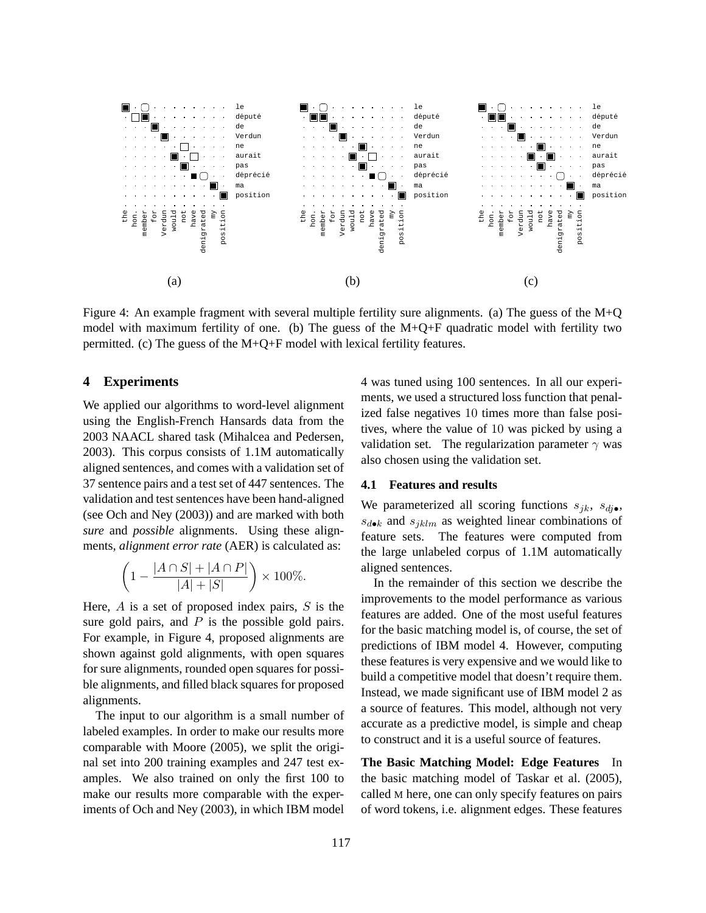Figure 4: An example fragment with several multiple fertility sure alignments. (a) The guess of the M+Q model with maximum fertility of one. (b) The guess of the M+Q+F quadratic model with fertility two permitted. (c) The guess of the M+Q+F model with lexical fertility features.

## 4 Experiments

We applied our algorithms to word-level alignment using the English-French Hansards data from the 2003 NAACL shared task (Mihalcea and Pedersen, 2003). This corpus consists of 1.1M automatically aligned sentences, and comes with a validation set of 37 sentence pairs and a test set of 447 sentences. The validation and test sentences have been hand-aligned (see Och and Ney (2003)) and are marked with both *sure* and *possible* alignments. Using these alignments, *alignment error rate* (AER) is calculated as:

$$\left(1 - \frac{|A \cap S| + |A \cap P|}{|A| + |S|}\right) \times 100\%.$$

Here, $A$ is a set of proposed index pairs, $S$ is the sure gold pairs, and $P$ is the possible gold pairs. For example, in Figure 4, proposed alignments are shown against gold alignments, with open squares for sure alignments, rounded open squares for possible alignments, and filled black squares for proposed alignments.

The input to our algorithm is a small number of labeled examples. In order to make our results more comparable with Moore (2005), we split the original set into 200 training examples and 247 test examples. We also trained on only the first 100 to make our results more comparable with the experiments of Och and Ney (2003), in which IBM model 4 was tuned using 100 sentences. In all our experiments, we used a structured loss function that penalized false negatives 10 times more than false positives, where the value of 10 was picked by using a validation set. The regularization parameter $\gamma$ was also chosen using the validation set.

### 4.1 Features and results

We parameterized all scoring functions $s_{jk}$, $s_{dj\bullet}$, $s_{d\bullet k}$ and $s_{jklm}$ as weighted linear combinations of feature sets. The features were computed from the large unlabeled corpus of 1.1M automatically aligned sentences.

In the remainder of this section we describe the improvements to the model performance as various features are added. One of the most useful features for the basic matching model is, of course, the set of predictions of IBM model 4. However, computing these features is very expensive and we would like to build a competitive model that doesn't require them. Instead, we made significant use of IBM model 2 as a source of features. This model, although not very accurate as a predictive model, is simple and cheap to construct and it is a useful source of features.

**The Basic Matching Model: Edge Features** In the basic matching model of Taskar et al. (2005), called M here, one can only specify features on pairs of word tokens, i.e. alignment edges. These features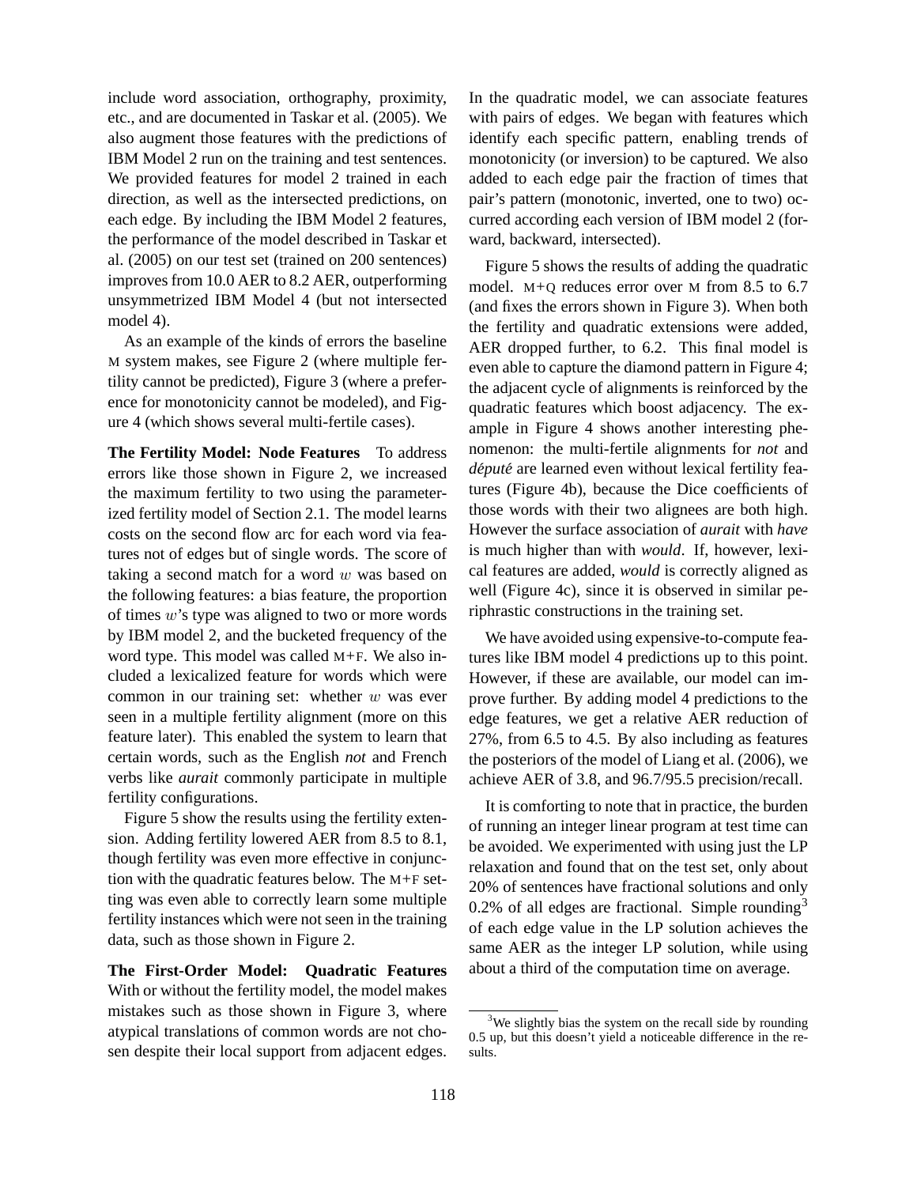include word association, orthography, proximity, etc., and are documented in Taskar et al. (2005). We also augment those features with the predictions of IBM Model 2 run on the training and test sentences. We provided features for model 2 trained in each direction, as well as the intersected predictions, on each edge. By including the IBM Model 2 features, the performance of the model described in Taskar et al. (2005) on our test set (trained on 200 sentences) improves from 10.0 AER to 8.2 AER, outperforming unsymmetrized IBM Model 4 (but not intersected model 4).

As an example of the kinds of errors the baseline M system makes, see Figure 2 (where multiple fertility cannot be predicted), Figure 3 (where a preference for monotonicity cannot be modeled), and Figure 4 (which shows several multi-fertile cases).

**The Fertility Model: Node Features** To address errors like those shown in Figure 2, we increased the maximum fertility to two using the parameterized fertility model of Section 2.1. The model learns costs on the second flow arc for each word via features not of edges but of single words. The score of taking a second match for a word $w$ was based on the following features: a bias feature, the proportion of times $w$'s type was aligned to two or more words by IBM model 2, and the bucketed frequency of the word type. This model was called M+F. We also included a lexicalized feature for words which were common in our training set: whether $w$ was ever seen in a multiple fertility alignment (more on this feature later). This enabled the system to learn that certain words, such as the English *not* and French verbs like *aurait* commonly participate in multiple fertility configurations.

Figure 5 show the results using the fertility extension. Adding fertility lowered AER from 8.5 to 8.1, though fertility was even more effective in conjunction with the quadratic features below. The M+F setting was even able to correctly learn some multiple fertility instances which were not seen in the training data, such as those shown in Figure 2.

**The First-Order Model: Quadratic Features** With or without the fertility model, the model makes mistakes such as those shown in Figure 3, where atypical translations of common words are not chosen despite their local support from adjacent edges. In the quadratic model, we can associate features with pairs of edges. We began with features which identify each specific pattern, enabling trends of monotonicity (or inversion) to be captured. We also added to each edge pair the fraction of times that pair's pattern (monotonic, inverted, one to two) occurred according each version of IBM model 2 (forward, backward, intersected).

Figure 5 shows the results of adding the quadratic model. M+Q reduces error over M from 8.5 to 6.7 (and fixes the errors shown in Figure 3). When both the fertility and quadratic extensions were added, AER dropped further, to 6.2. This final model is even able to capture the diamond pattern in Figure 4; the adjacent cycle of alignments is reinforced by the quadratic features which boost adjacency. The example in Figure 4 shows another interesting phenomenon: the multi-fertile alignments for *not* and *député* are learned even without lexical fertility features (Figure 4b), because the Dice coefficients of those words with their two alignees are both high. However the surface association of *aurait* with *have* is much higher than with *would*. If, however, lexical features are added, *would* is correctly aligned as well (Figure 4c), since it is observed in similar periphrastic constructions in the training set.

We have avoided using expensive-to-compute features like IBM model 4 predictions up to this point. However, if these are available, our model can improve further. By adding model 4 predictions to the edge features, we get a relative AER reduction of 27%, from 6.5 to 4.5. By also including as features the posteriors of the model of Liang et al. (2006), we achieve AER of 3.8, and 96.7/95.5 precision/recall.

It is comforting to note that in practice, the burden of running an integer linear program at test time can be avoided. We experimented with using just the LP relaxation and found that on the test set, only about 20% of sentences have fractional solutions and only 0.2% of all edges are fractional. Simple rounding[3] of each edge value in the LP solution achieves the same AER as the integer LP solution, while using about a third of the computation time on average.

[3]We slightly bias the system on the recall side by rounding 0.5 up, but this doesn't yield a noticeable difference in the results.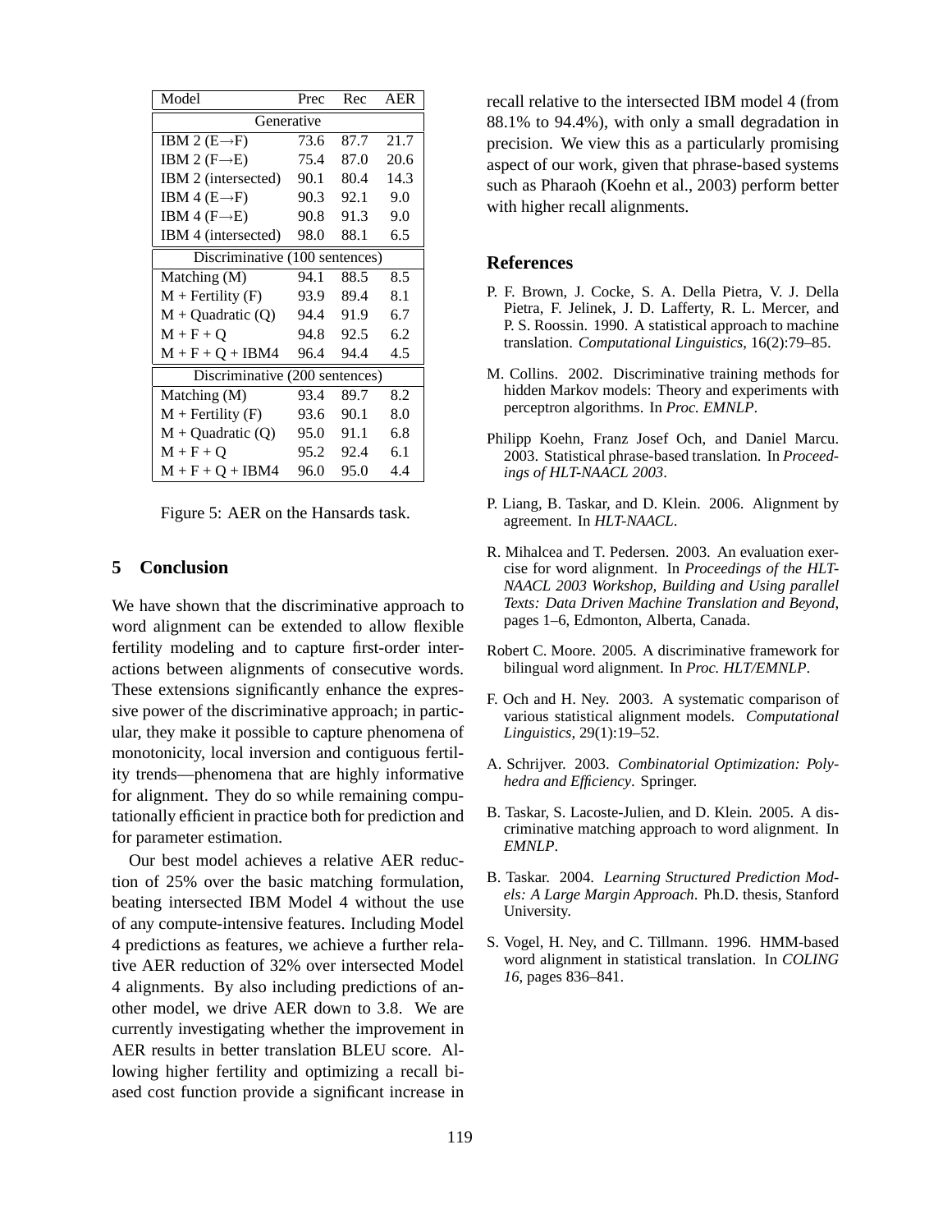| Model | Prec | Rec | AER |
|---|---|---|---|
| Generative | | | |
| IBM 2 (E→F) | 73.6 | 87.7 | 21.7 |
| IBM 2 (F→E) | 75.4 | 87.0 | 20.6 |
| IBM 2 (intersected) | 90.1 | 80.4 | 14.3 |
| IBM 4 (E→F) | 90.3 | 92.1 | 9.0 |
| IBM 4 (F→E) | 90.8 | 91.3 | 9.0 |
| IBM 4 (intersected) | 98.0 | 88.1 | 6.5 |
| Discriminative (100 sentences) | | | |
| Matching (M) | 94.1 | 88.5 | 8.5 |
| M + Fertility (F) | 93.9 | 89.4 | 8.1 |
| M + Quadratic (Q) | 94.4 | 91.9 | 6.7 |
| M + F + Q | 94.8 | 92.5 | 6.2 |
| M + F + Q + IBM4 | 96.4 | 94.4 | 4.5 |
| Discriminative (200 sentences) | | | |
| Matching (M) | 93.4 | 89.7 | 8.2 |
| M + Fertility (F) | 93.6 | 90.1 | 8.0 |
| M + Quadratic (Q) | 95.0 | 91.1 | 6.8 |
| M + F + Q | 95.2 | 92.4 | 6.1 |
| M + F + Q + IBM4 | 96.0 | 95.0 | 4.4 |

Figure 5: AER on the Hansards task.

## 5 Conclusion

We have shown that the discriminative approach to word alignment can be extended to allow flexible fertility modeling and to capture first-order interactions between alignments of consecutive words. These extensions significantly enhance the expressive power of the discriminative approach; in particular, they make it possible to capture phenomena of monotonicity, local inversion and contiguous fertility trends—phenomena that are highly informative for alignment. They do so while remaining computationally efficient in practice both for prediction and for parameter estimation.

Our best model achieves a relative AER reduction of 25% over the basic matching formulation, beating intersected IBM Model 4 without the use of any compute-intensive features. Including Model 4 predictions as features, we achieve a further relative AER reduction of 32% over intersected Model 4 alignments. By also including predictions of another model, we drive AER down to 3.8. We are currently investigating whether the improvement in AER results in better translation BLEU score. Allowing higher fertility and optimizing a recall biased cost function provide a significant increase in recall relative to the intersected IBM model 4 (from 88.1% to 94.4%), with only a small degradation in precision. We view this as a particularly promising aspect of our work, given that phrase-based systems such as Pharaoh (Koehn et al., 2003) perform better with higher recall alignments.

## References

P. F. Brown, J. Cocke, S. A. Della Pietra, V. J. Della Pietra, F. Jelinek, J. D. Lafferty, R. L. Mercer, and P. S. Roossin. 1990. A statistical approach to machine translation. *Computational Linguistics*, 16(2):79–85.

M. Collins. 2002. Discriminative training methods for hidden Markov models: Theory and experiments with perceptron algorithms. In *Proc. EMNLP*.

Philipp Koehn, Franz Josef Och, and Daniel Marcu. 2003. Statistical phrase-based translation. In *Proceedings of HLT-NAACL 2003*.

P. Liang, B. Taskar, and D. Klein. 2006. Alignment by agreement. In *HLT-NAACL*.

R. Mihalcea and T. Pedersen. 2003. An evaluation exercise for word alignment. In *Proceedings of the HLT-NAACL 2003 Workshop, Building and Using parallel Texts: Data Driven Machine Translation and Beyond*, pages 1–6, Edmonton, Alberta, Canada.

Robert C. Moore. 2005. A discriminative framework for bilingual word alignment. In *Proc. HLT/EMNLP*.

F. Och and H. Ney. 2003. A systematic comparison of various statistical alignment models. *Computational Linguistics*, 29(1):19–52.

A. Schrijver. 2003. *Combinatorial Optimization: Polyhedra and Efficiency*. Springer.

B. Taskar, S. Lacoste-Julien, and D. Klein. 2005. A discriminative matching approach to word alignment. In *EMNLP*.

B. Taskar. 2004. *Learning Structured Prediction Models: A Large Margin Approach*. Ph.D. thesis, Stanford University.

S. Vogel, H. Ney, and C. Tillmann. 1996. HMM-based word alignment in statistical translation. In *COLING 16*, pages 836–841.